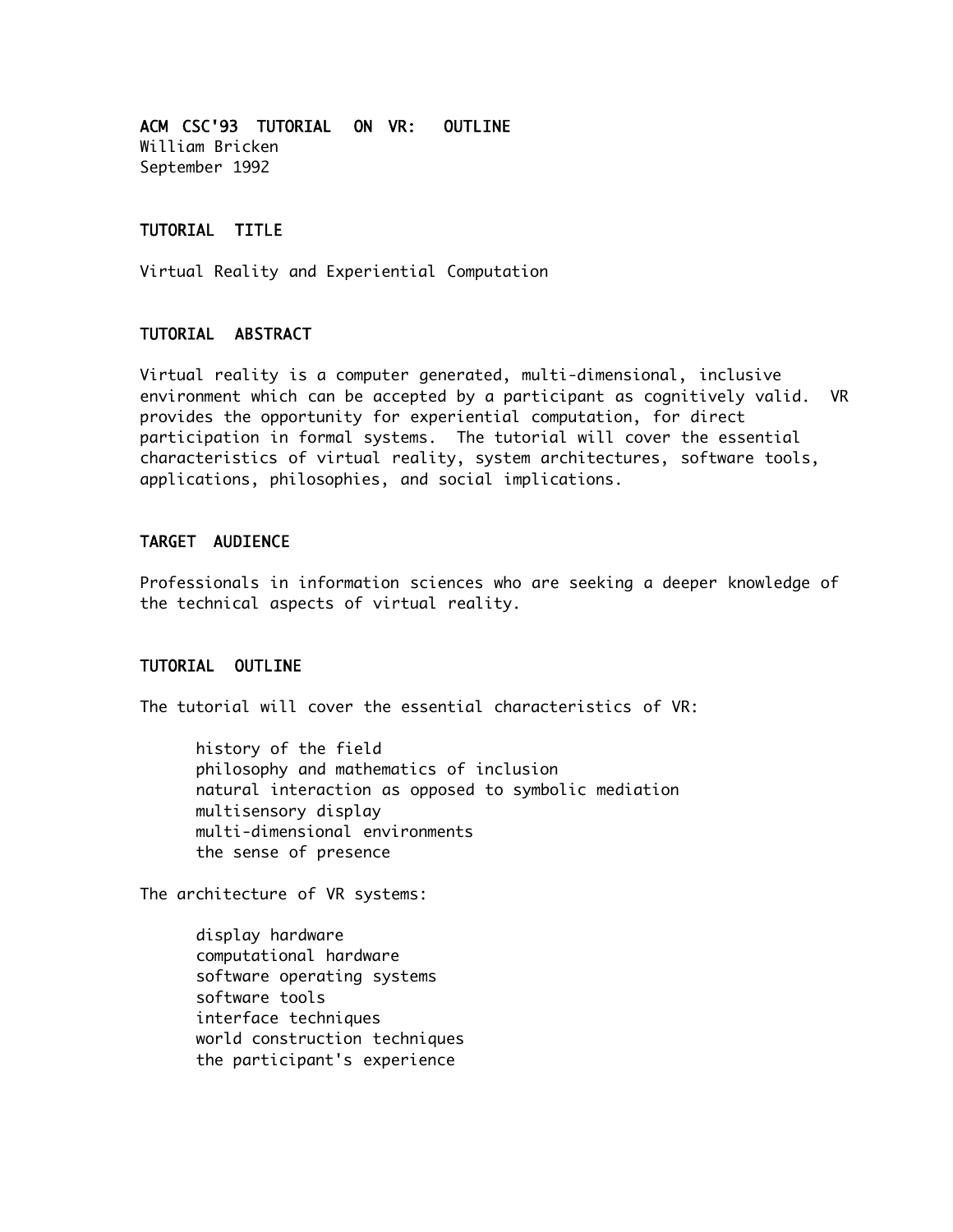# ACM CSC'93 TUTORIAL ON VR: OUTLINE

William Bricken
September 1992

## TUTORIAL TITLE

Virtual Reality and Experiential Computation

## TUTORIAL ABSTRACT

Virtual reality is a computer generated, multi-dimensional, inclusive environment which can be accepted by a participant as cognitively valid. VR provides the opportunity for experiential computation, for direct participation in formal systems. The tutorial will cover the essential characteristics of virtual reality, system architectures, software tools, applications, philosophies, and social implications.

## TARGET AUDIENCE

Professionals in information sciences who are seeking a deeper knowledge of the technical aspects of virtual reality.

## TUTORIAL OUTLINE

The tutorial will cover the essential characteristics of VR:

- history of the field
- philosophy and mathematics of inclusion
- natural interaction as opposed to symbolic mediation
- multisensory display
- multi-dimensional environments
- the sense of presence

The architecture of VR systems:

- display hardware
- computational hardware
- software operating systems
- software tools
- interface techniques
- world construction techniques
- the participant's experience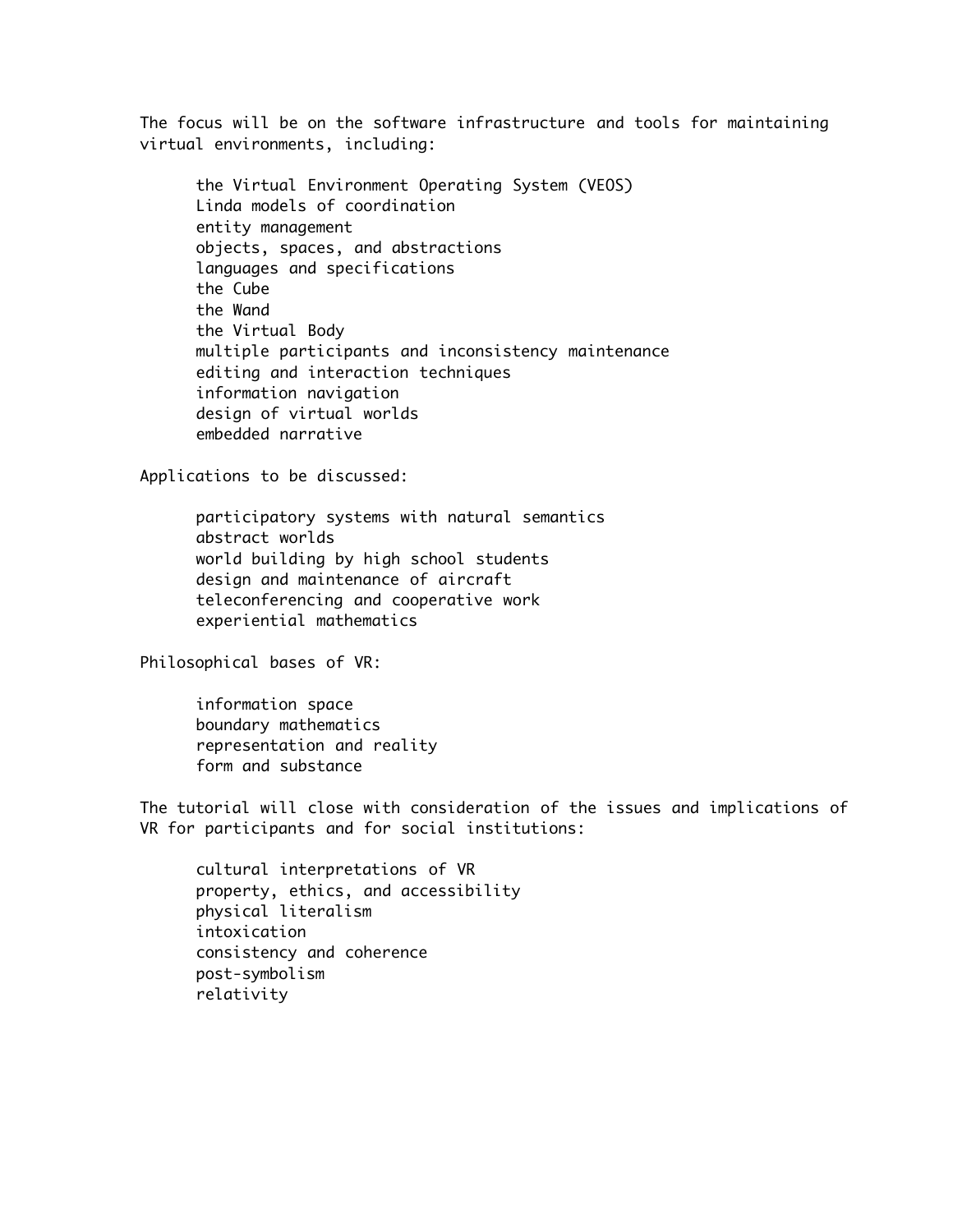The focus will be on the software infrastructure and tools for maintaining virtual environments, including:

- the Virtual Environment Operating System (VEOS)
- Linda models of coordination
- entity management
- objects, spaces, and abstractions
- languages and specifications
- the Cube
- the Wand
- the Virtual Body
- multiple participants and inconsistency maintenance
- editing and interaction techniques
- information navigation
- design of virtual worlds
- embedded narrative

Applications to be discussed:

- participatory systems with natural semantics
- abstract worlds
- world building by high school students
- design and maintenance of aircraft
- teleconferencing and cooperative work
- experiential mathematics

Philosophical bases of VR:

- information space
- boundary mathematics
- representation and reality
- form and substance

The tutorial will close with consideration of the issues and implications of VR for participants and for social institutions:

- cultural interpretations of VR
- property, ethics, and accessibility
- physical literalism
- intoxication
- consistency and coherence
- post-symbolism
- relativity